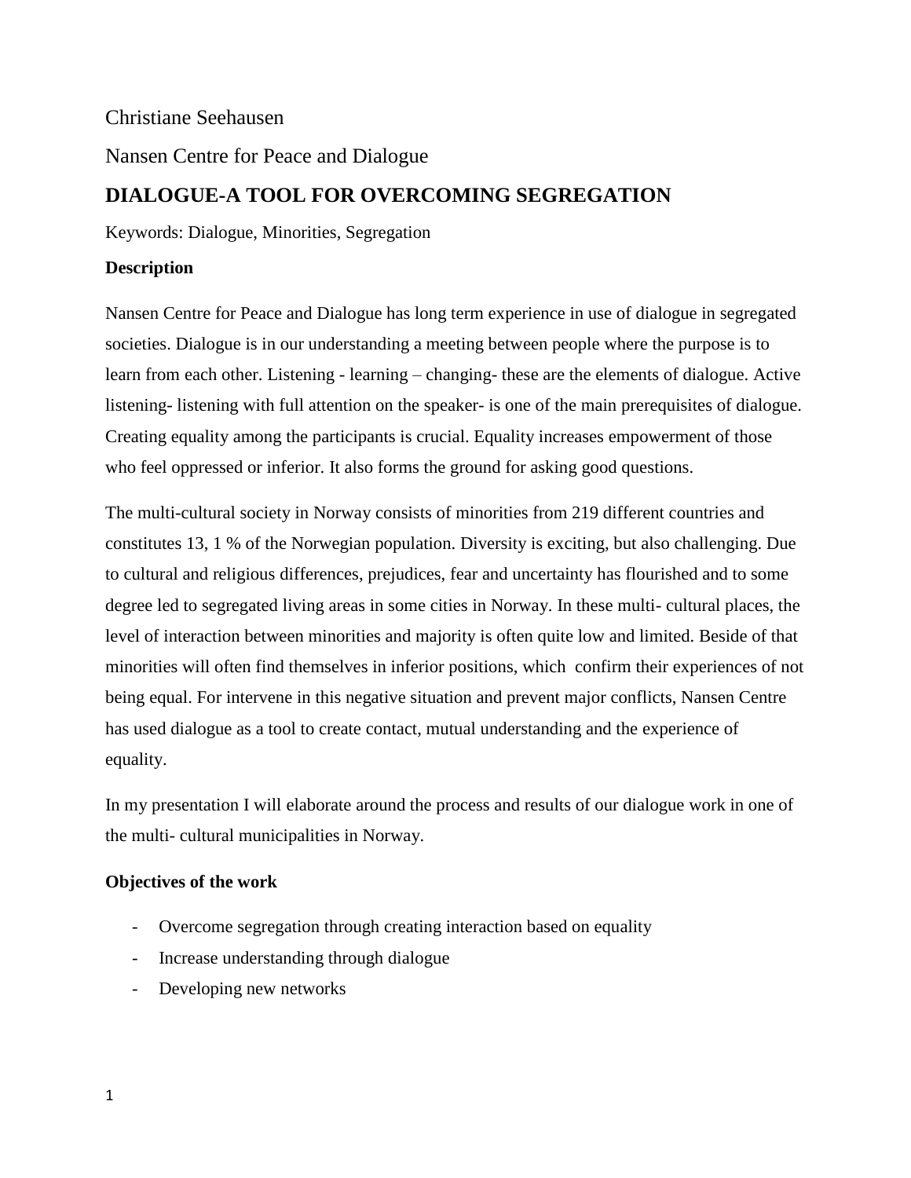Christiane Seehausen

Nansen Centre for Peace and Dialogue

# DIALOGUE-A TOOL FOR OVERCOMING SEGREGATION

Keywords: Dialogue, Minorities, Segregation

**Description**

Nansen Centre for Peace and Dialogue has long term experience in use of dialogue in segregated societies. Dialogue is in our understanding a meeting between people where the purpose is to learn from each other. Listening - learning – changing- these are the elements of dialogue. Active listening- listening with full attention on the speaker- is one of the main prerequisites of dialogue. Creating equality among the participants is crucial. Equality increases empowerment of those who feel oppressed or inferior. It also forms the ground for asking good questions.

The multi-cultural society in Norway consists of minorities from 219 different countries and constitutes 13, 1 % of the Norwegian population. Diversity is exciting, but also challenging. Due to cultural and religious differences, prejudices, fear and uncertainty has flourished and to some degree led to segregated living areas in some cities in Norway. In these multi- cultural places, the level of interaction between minorities and majority is often quite low and limited. Beside of that minorities will often find themselves in inferior positions, which confirm their experiences of not being equal. For intervene in this negative situation and prevent major conflicts, Nansen Centre has used dialogue as a tool to create contact, mutual understanding and the experience of equality.

In my presentation I will elaborate around the process and results of our dialogue work in one of the multi- cultural municipalities in Norway.

**Objectives of the work**

- Overcome segregation through creating interaction based on equality
- Increase understanding through dialogue
- Developing new networks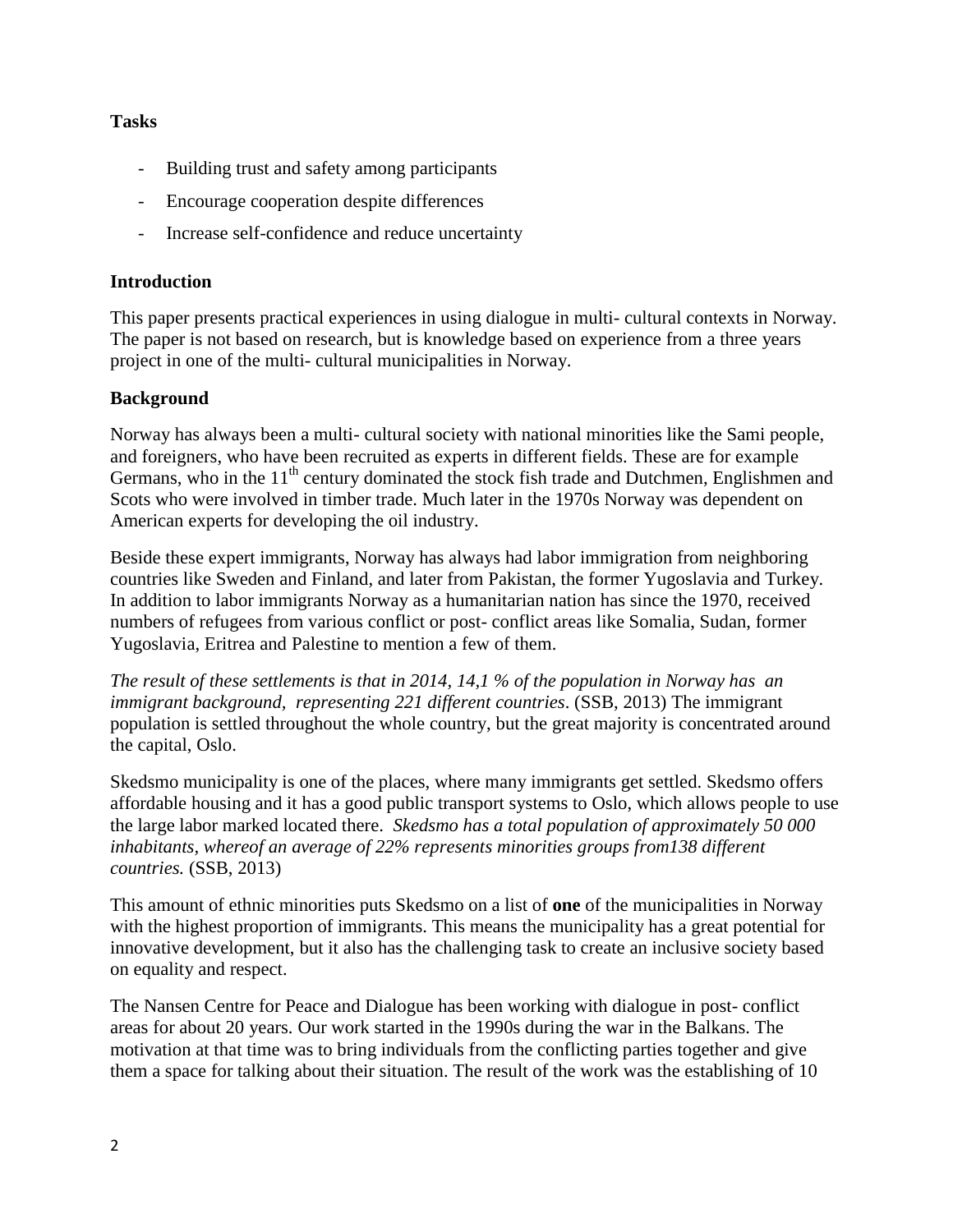**Tasks**

- Building trust and safety among participants
- Encourage cooperation despite differences
- Increase self-confidence and reduce uncertainty

**Introduction**

This paper presents practical experiences in using dialogue in multi- cultural contexts in Norway. The paper is not based on research, but is knowledge based on experience from a three years project in one of the multi- cultural municipalities in Norway.

**Background**

Norway has always been a multi- cultural society with national minorities like the Sami people, and foreigners, who have been recruited as experts in different fields. These are for example Germans, who in the 11th century dominated the stock fish trade and Dutchmen, Englishmen and Scots who were involved in timber trade. Much later in the 1970s Norway was dependent on American experts for developing the oil industry.

Beside these expert immigrants, Norway has always had labor immigration from neighboring countries like Sweden and Finland, and later from Pakistan, the former Yugoslavia and Turkey. In addition to labor immigrants Norway as a humanitarian nation has since the 1970, received numbers of refugees from various conflict or post- conflict areas like Somalia, Sudan, former Yugoslavia, Eritrea and Palestine to mention a few of them.

*The result of these settlements is that in 2014, 14,1 % of the population in Norway has an immigrant background, representing 221 different countries*. (SSB, 2013) The immigrant population is settled throughout the whole country, but the great majority is concentrated around the capital, Oslo.

Skedsmo municipality is one of the places, where many immigrants get settled. Skedsmo offers affordable housing and it has a good public transport systems to Oslo, which allows people to use the large labor marked located there. *Skedsmo has a total population of approximately 50 000 inhabitants, whereof an average of 22% represents minorities groups from138 different countries.* (SSB, 2013)

This amount of ethnic minorities puts Skedsmo on a list of **one** of the municipalities in Norway with the highest proportion of immigrants. This means the municipality has a great potential for innovative development, but it also has the challenging task to create an inclusive society based on equality and respect.

The Nansen Centre for Peace and Dialogue has been working with dialogue in post- conflict areas for about 20 years. Our work started in the 1990s during the war in the Balkans. The motivation at that time was to bring individuals from the conflicting parties together and give them a space for talking about their situation. The result of the work was the establishing of 10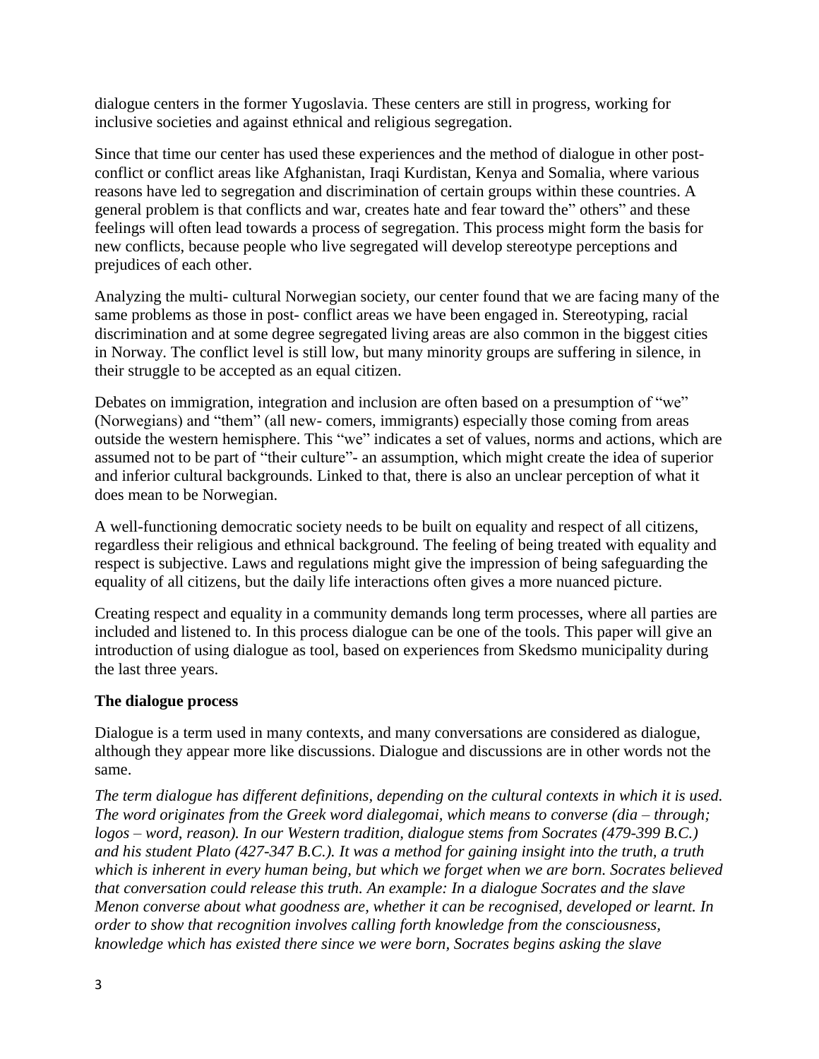dialogue centers in the former Yugoslavia. These centers are still in progress, working for inclusive societies and against ethnical and religious segregation.

Since that time our center has used these experiences and the method of dialogue in other post-conflict or conflict areas like Afghanistan, Iraqi Kurdistan, Kenya and Somalia, where various reasons have led to segregation and discrimination of certain groups within these countries. A general problem is that conflicts and war, creates hate and fear toward the" others" and these feelings will often lead towards a process of segregation. This process might form the basis for new conflicts, because people who live segregated will develop stereotype perceptions and prejudices of each other.

Analyzing the multi- cultural Norwegian society, our center found that we are facing many of the same problems as those in post- conflict areas we have been engaged in. Stereotyping, racial discrimination and at some degree segregated living areas are also common in the biggest cities in Norway. The conflict level is still low, but many minority groups are suffering in silence, in their struggle to be accepted as an equal citizen.

Debates on immigration, integration and inclusion are often based on a presumption of "we" (Norwegians) and "them" (all new- comers, immigrants) especially those coming from areas outside the western hemisphere. This "we" indicates a set of values, norms and actions, which are assumed not to be part of "their culture"- an assumption, which might create the idea of superior and inferior cultural backgrounds. Linked to that, there is also an unclear perception of what it does mean to be Norwegian.

A well-functioning democratic society needs to be built on equality and respect of all citizens, regardless their religious and ethnical background. The feeling of being treated with equality and respect is subjective. Laws and regulations might give the impression of being safeguarding the equality of all citizens, but the daily life interactions often gives a more nuanced picture.

Creating respect and equality in a community demands long term processes, where all parties are included and listened to. In this process dialogue can be one of the tools. This paper will give an introduction of using dialogue as tool, based on experiences from Skedsmo municipality during the last three years.

**The dialogue process**

Dialogue is a term used in many contexts, and many conversations are considered as dialogue, although they appear more like discussions. Dialogue and discussions are in other words not the same.

*The term dialogue has different definitions, depending on the cultural contexts in which it is used. The word originates from the Greek word dialegomai, which means to converse (dia – through; logos – word, reason). In our Western tradition, dialogue stems from Socrates (479-399 B.C.) and his student Plato (427-347 B.C.). It was a method for gaining insight into the truth, a truth which is inherent in every human being, but which we forget when we are born. Socrates believed that conversation could release this truth. An example: In a dialogue Socrates and the slave Menon converse about what goodness are, whether it can be recognised, developed or learnt. In order to show that recognition involves calling forth knowledge from the consciousness, knowledge which has existed there since we were born, Socrates begins asking the slave*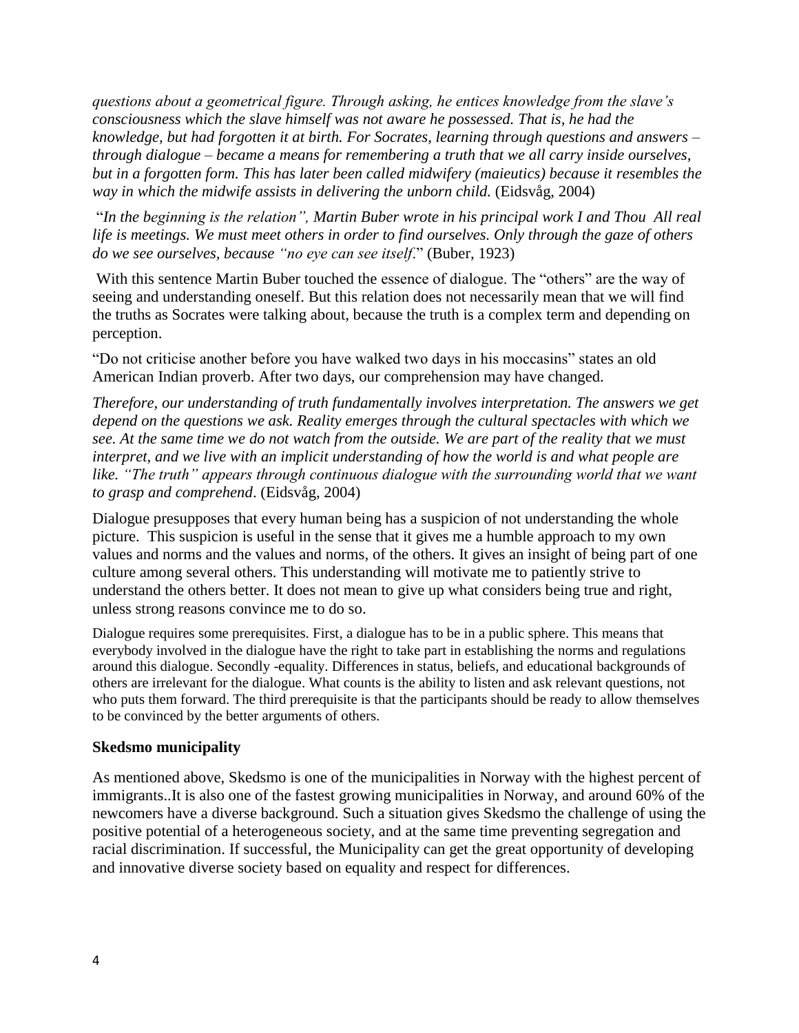*questions about a geometrical figure. Through asking, he entices knowledge from the slave's consciousness which the slave himself was not aware he possessed. That is, he had the knowledge, but had forgotten it at birth. For Socrates, learning through questions and answers – through dialogue – became a means for remembering a truth that we all carry inside ourselves, but in a forgotten form. This has later been called midwifery (maieutics) because it resembles the way in which the midwife assists in delivering the unborn child.* (Eidsvåg, 2004)

"*In the beginning is the relation", Martin Buber wrote in his principal work I and Thou All real life is meetings. We must meet others in order to find ourselves. Only through the gaze of others do we see ourselves, because "no eye can see itself*." (Buber, 1923)

With this sentence Martin Buber touched the essence of dialogue. The "others" are the way of seeing and understanding oneself. But this relation does not necessarily mean that we will find the truths as Socrates were talking about, because the truth is a complex term and depending on perception.

"Do not criticise another before you have walked two days in his moccasins" states an old American Indian proverb. After two days, our comprehension may have changed.

*Therefore, our understanding of truth fundamentally involves interpretation. The answers we get depend on the questions we ask. Reality emerges through the cultural spectacles with which we see. At the same time we do not watch from the outside. We are part of the reality that we must interpret, and we live with an implicit understanding of how the world is and what people are like. "The truth" appears through continuous dialogue with the surrounding world that we want to grasp and comprehend*. (Eidsvåg, 2004)

Dialogue presupposes that every human being has a suspicion of not understanding the whole picture. This suspicion is useful in the sense that it gives me a humble approach to my own values and norms and the values and norms, of the others. It gives an insight of being part of one culture among several others. This understanding will motivate me to patiently strive to understand the others better. It does not mean to give up what considers being true and right, unless strong reasons convince me to do so.

Dialogue requires some prerequisites. First, a dialogue has to be in a public sphere. This means that everybody involved in the dialogue have the right to take part in establishing the norms and regulations around this dialogue. Secondly -equality. Differences in status, beliefs, and educational backgrounds of others are irrelevant for the dialogue. What counts is the ability to listen and ask relevant questions, not who puts them forward. The third prerequisite is that the participants should be ready to allow themselves to be convinced by the better arguments of others.

**Skedsmo municipality**

As mentioned above, Skedsmo is one of the municipalities in Norway with the highest percent of immigrants..It is also one of the fastest growing municipalities in Norway, and around 60% of the newcomers have a diverse background. Such a situation gives Skedsmo the challenge of using the positive potential of a heterogeneous society, and at the same time preventing segregation and racial discrimination. If successful, the Municipality can get the great opportunity of developing and innovative diverse society based on equality and respect for differences.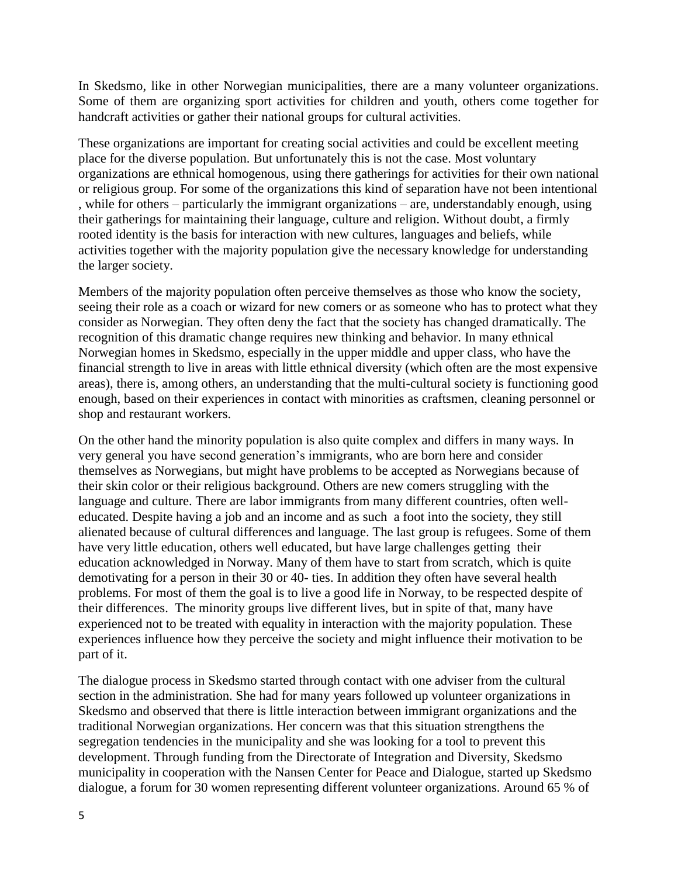In Skedsmo, like in other Norwegian municipalities, there are a many volunteer organizations. Some of them are organizing sport activities for children and youth, others come together for handcraft activities or gather their national groups for cultural activities.

These organizations are important for creating social activities and could be excellent meeting place for the diverse population. But unfortunately this is not the case. Most voluntary organizations are ethnical homogenous, using there gatherings for activities for their own national or religious group. For some of the organizations this kind of separation have not been intentional , while for others – particularly the immigrant organizations – are, understandably enough, using their gatherings for maintaining their language, culture and religion. Without doubt, a firmly rooted identity is the basis for interaction with new cultures, languages and beliefs, while activities together with the majority population give the necessary knowledge for understanding the larger society.

Members of the majority population often perceive themselves as those who know the society, seeing their role as a coach or wizard for new comers or as someone who has to protect what they consider as Norwegian. They often deny the fact that the society has changed dramatically. The recognition of this dramatic change requires new thinking and behavior. In many ethnical Norwegian homes in Skedsmo, especially in the upper middle and upper class, who have the financial strength to live in areas with little ethnical diversity (which often are the most expensive areas), there is, among others, an understanding that the multi-cultural society is functioning good enough, based on their experiences in contact with minorities as craftsmen, cleaning personnel or shop and restaurant workers.

On the other hand the minority population is also quite complex and differs in many ways. In very general you have second generation's immigrants, who are born here and consider themselves as Norwegians, but might have problems to be accepted as Norwegians because of their skin color or their religious background. Others are new comers struggling with the language and culture. There are labor immigrants from many different countries, often well-educated. Despite having a job and an income and as such a foot into the society, they still alienated because of cultural differences and language. The last group is refugees. Some of them have very little education, others well educated, but have large challenges getting their education acknowledged in Norway. Many of them have to start from scratch, which is quite demotivating for a person in their 30 or 40- ties. In addition they often have several health problems. For most of them the goal is to live a good life in Norway, to be respected despite of their differences. The minority groups live different lives, but in spite of that, many have experienced not to be treated with equality in interaction with the majority population. These experiences influence how they perceive the society and might influence their motivation to be part of it.

The dialogue process in Skedsmo started through contact with one adviser from the cultural section in the administration. She had for many years followed up volunteer organizations in Skedsmo and observed that there is little interaction between immigrant organizations and the traditional Norwegian organizations. Her concern was that this situation strengthens the segregation tendencies in the municipality and she was looking for a tool to prevent this development. Through funding from the Directorate of Integration and Diversity, Skedsmo municipality in cooperation with the Nansen Center for Peace and Dialogue, started up Skedsmo dialogue, a forum for 30 women representing different volunteer organizations. Around 65 % of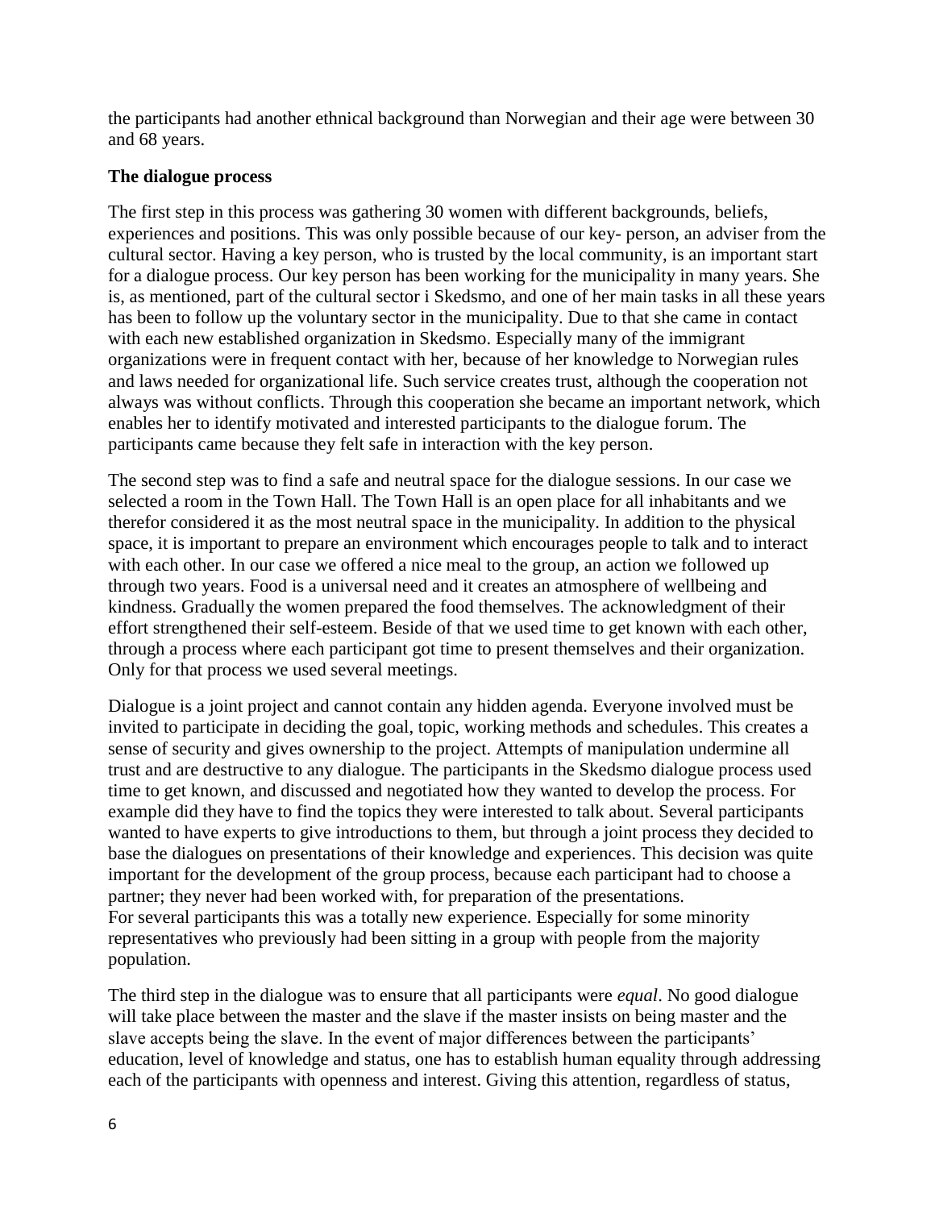the participants had another ethnical background than Norwegian and their age were between 30 and 68 years.

**The dialogue process**

The first step in this process was gathering 30 women with different backgrounds, beliefs, experiences and positions. This was only possible because of our key- person, an adviser from the cultural sector. Having a key person, who is trusted by the local community, is an important start for a dialogue process. Our key person has been working for the municipality in many years. She is, as mentioned, part of the cultural sector i Skedsmo, and one of her main tasks in all these years has been to follow up the voluntary sector in the municipality. Due to that she came in contact with each new established organization in Skedsmo. Especially many of the immigrant organizations were in frequent contact with her, because of her knowledge to Norwegian rules and laws needed for organizational life. Such service creates trust, although the cooperation not always was without conflicts. Through this cooperation she became an important network, which enables her to identify motivated and interested participants to the dialogue forum. The participants came because they felt safe in interaction with the key person.

The second step was to find a safe and neutral space for the dialogue sessions. In our case we selected a room in the Town Hall. The Town Hall is an open place for all inhabitants and we therefor considered it as the most neutral space in the municipality. In addition to the physical space, it is important to prepare an environment which encourages people to talk and to interact with each other. In our case we offered a nice meal to the group, an action we followed up through two years. Food is a universal need and it creates an atmosphere of wellbeing and kindness. Gradually the women prepared the food themselves. The acknowledgment of their effort strengthened their self-esteem. Beside of that we used time to get known with each other, through a process where each participant got time to present themselves and their organization. Only for that process we used several meetings.

Dialogue is a joint project and cannot contain any hidden agenda. Everyone involved must be invited to participate in deciding the goal, topic, working methods and schedules. This creates a sense of security and gives ownership to the project. Attempts of manipulation undermine all trust and are destructive to any dialogue. The participants in the Skedsmo dialogue process used time to get known, and discussed and negotiated how they wanted to develop the process. For example did they have to find the topics they were interested to talk about. Several participants wanted to have experts to give introductions to them, but through a joint process they decided to base the dialogues on presentations of their knowledge and experiences. This decision was quite important for the development of the group process, because each participant had to choose a partner; they never had been worked with, for preparation of the presentations.
For several participants this was a totally new experience. Especially for some minority representatives who previously had been sitting in a group with people from the majority population.

The third step in the dialogue was to ensure that all participants were *equal*. No good dialogue will take place between the master and the slave if the master insists on being master and the slave accepts being the slave. In the event of major differences between the participants' education, level of knowledge and status, one has to establish human equality through addressing each of the participants with openness and interest. Giving this attention, regardless of status,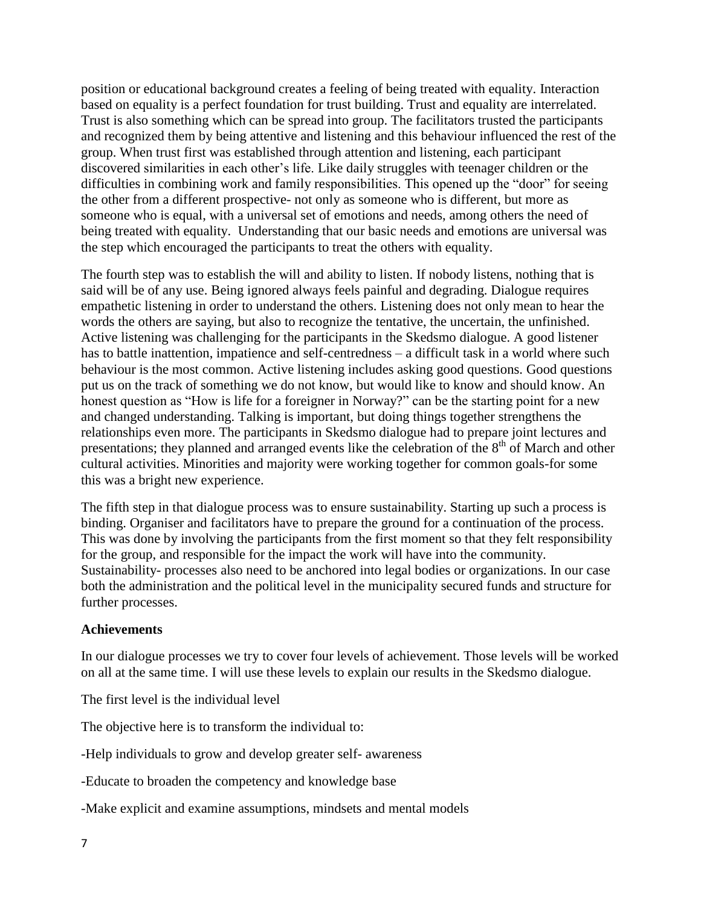position or educational background creates a feeling of being treated with equality. Interaction based on equality is a perfect foundation for trust building. Trust and equality are interrelated. Trust is also something which can be spread into group. The facilitators trusted the participants and recognized them by being attentive and listening and this behaviour influenced the rest of the group. When trust first was established through attention and listening, each participant discovered similarities in each other's life. Like daily struggles with teenager children or the difficulties in combining work and family responsibilities. This opened up the "door" for seeing the other from a different prospective- not only as someone who is different, but more as someone who is equal, with a universal set of emotions and needs, among others the need of being treated with equality. Understanding that our basic needs and emotions are universal was the step which encouraged the participants to treat the others with equality.

The fourth step was to establish the will and ability to listen. If nobody listens, nothing that is said will be of any use. Being ignored always feels painful and degrading. Dialogue requires empathetic listening in order to understand the others. Listening does not only mean to hear the words the others are saying, but also to recognize the tentative, the uncertain, the unfinished. Active listening was challenging for the participants in the Skedsmo dialogue. A good listener has to battle inattention, impatience and self-centredness – a difficult task in a world where such behaviour is the most common. Active listening includes asking good questions. Good questions put us on the track of something we do not know, but would like to know and should know. An honest question as "How is life for a foreigner in Norway?" can be the starting point for a new and changed understanding. Talking is important, but doing things together strengthens the relationships even more. The participants in Skedsmo dialogue had to prepare joint lectures and presentations; they planned and arranged events like the celebration of the 8th of March and other cultural activities. Minorities and majority were working together for common goals-for some this was a bright new experience.

The fifth step in that dialogue process was to ensure sustainability. Starting up such a process is binding. Organiser and facilitators have to prepare the ground for a continuation of the process. This was done by involving the participants from the first moment so that they felt responsibility for the group, and responsible for the impact the work will have into the community. Sustainability- processes also need to be anchored into legal bodies or organizations. In our case both the administration and the political level in the municipality secured funds and structure for further processes.

**Achievements**

In our dialogue processes we try to cover four levels of achievement. Those levels will be worked on all at the same time. I will use these levels to explain our results in the Skedsmo dialogue.

The first level is the individual level

The objective here is to transform the individual to:

-Help individuals to grow and develop greater self- awareness

-Educate to broaden the competency and knowledge base

-Make explicit and examine assumptions, mindsets and mental models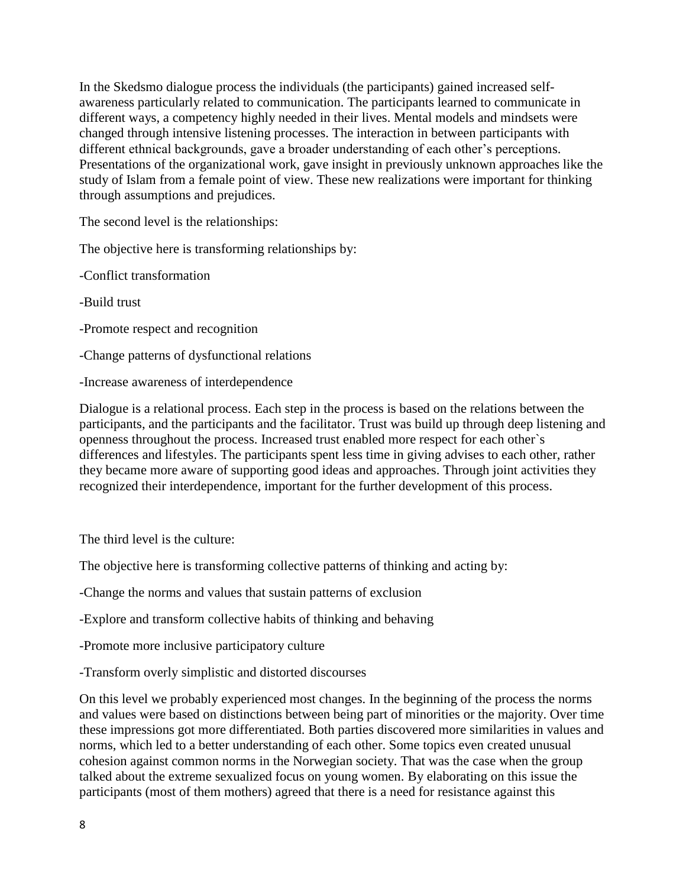In the Skedsmo dialogue process the individuals (the participants) gained increased self-awareness particularly related to communication. The participants learned to communicate in different ways, a competency highly needed in their lives. Mental models and mindsets were changed through intensive listening processes. The interaction in between participants with different ethnical backgrounds, gave a broader understanding of each other's perceptions. Presentations of the organizational work, gave insight in previously unknown approaches like the study of Islam from a female point of view. These new realizations were important for thinking through assumptions and prejudices.

The second level is the relationships:

The objective here is transforming relationships by:

-Conflict transformation

-Build trust

-Promote respect and recognition

-Change patterns of dysfunctional relations

-Increase awareness of interdependence

Dialogue is a relational process. Each step in the process is based on the relations between the participants, and the participants and the facilitator. Trust was build up through deep listening and openness throughout the process. Increased trust enabled more respect for each other`s differences and lifestyles. The participants spent less time in giving advises to each other, rather they became more aware of supporting good ideas and approaches. Through joint activities they recognized their interdependence, important for the further development of this process.

The third level is the culture:

The objective here is transforming collective patterns of thinking and acting by:

-Change the norms and values that sustain patterns of exclusion

-Explore and transform collective habits of thinking and behaving

-Promote more inclusive participatory culture

-Transform overly simplistic and distorted discourses

On this level we probably experienced most changes. In the beginning of the process the norms and values were based on distinctions between being part of minorities or the majority. Over time these impressions got more differentiated. Both parties discovered more similarities in values and norms, which led to a better understanding of each other. Some topics even created unusual cohesion against common norms in the Norwegian society. That was the case when the group talked about the extreme sexualized focus on young women. By elaborating on this issue the participants (most of them mothers) agreed that there is a need for resistance against this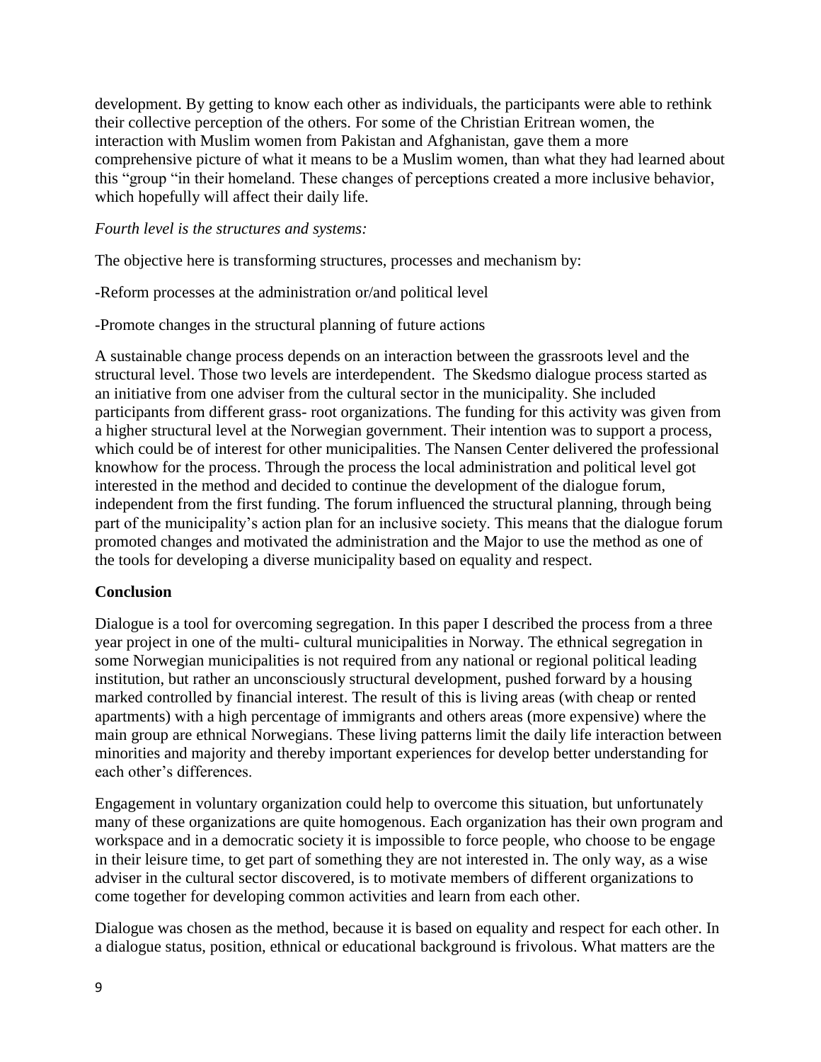development. By getting to know each other as individuals, the participants were able to rethink their collective perception of the others. For some of the Christian Eritrean women, the interaction with Muslim women from Pakistan and Afghanistan, gave them a more comprehensive picture of what it means to be a Muslim women, than what they had learned about this "group "in their homeland. These changes of perceptions created a more inclusive behavior, which hopefully will affect their daily life.

*Fourth level is the structures and systems:*

The objective here is transforming structures, processes and mechanism by:

-Reform processes at the administration or/and political level

-Promote changes in the structural planning of future actions

A sustainable change process depends on an interaction between the grassroots level and the structural level. Those two levels are interdependent. The Skedsmo dialogue process started as an initiative from one adviser from the cultural sector in the municipality. She included participants from different grass- root organizations. The funding for this activity was given from a higher structural level at the Norwegian government. Their intention was to support a process, which could be of interest for other municipalities. The Nansen Center delivered the professional knowhow for the process. Through the process the local administration and political level got interested in the method and decided to continue the development of the dialogue forum, independent from the first funding. The forum influenced the structural planning, through being part of the municipality's action plan for an inclusive society. This means that the dialogue forum promoted changes and motivated the administration and the Major to use the method as one of the tools for developing a diverse municipality based on equality and respect.

**Conclusion**

Dialogue is a tool for overcoming segregation. In this paper I described the process from a three year project in one of the multi- cultural municipalities in Norway. The ethnical segregation in some Norwegian municipalities is not required from any national or regional political leading institution, but rather an unconsciously structural development, pushed forward by a housing marked controlled by financial interest. The result of this is living areas (with cheap or rented apartments) with a high percentage of immigrants and others areas (more expensive) where the main group are ethnical Norwegians. These living patterns limit the daily life interaction between minorities and majority and thereby important experiences for develop better understanding for each other's differences.

Engagement in voluntary organization could help to overcome this situation, but unfortunately many of these organizations are quite homogenous. Each organization has their own program and workspace and in a democratic society it is impossible to force people, who choose to be engage in their leisure time, to get part of something they are not interested in. The only way, as a wise adviser in the cultural sector discovered, is to motivate members of different organizations to come together for developing common activities and learn from each other.

Dialogue was chosen as the method, because it is based on equality and respect for each other. In a dialogue status, position, ethnical or educational background is frivolous. What matters are the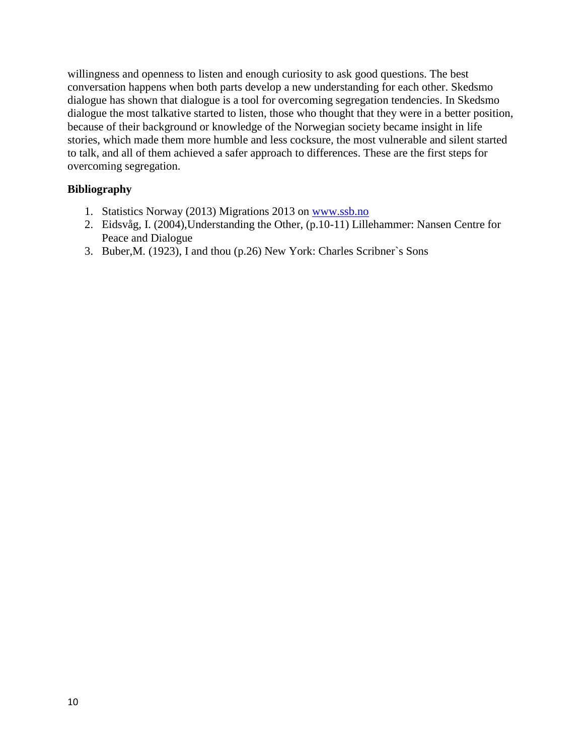willingness and openness to listen and enough curiosity to ask good questions. The best conversation happens when both parts develop a new understanding for each other. Skedsmo dialogue has shown that dialogue is a tool for overcoming segregation tendencies. In Skedsmo dialogue the most talkative started to listen, those who thought that they were in a better position, because of their background or knowledge of the Norwegian society became insight in life stories, which made them more humble and less cocksure, the most vulnerable and silent started to talk, and all of them achieved a safer approach to differences. These are the first steps for overcoming segregation.

**Bibliography**

1. Statistics Norway (2013) Migrations 2013 on www.ssb.no
2. Eidsvåg, I. (2004),Understanding the Other, (p.10-11) Lillehammer: Nansen Centre for Peace and Dialogue
3. Buber,M. (1923), I and thou (p.26) New York: Charles Scribner`s Sons